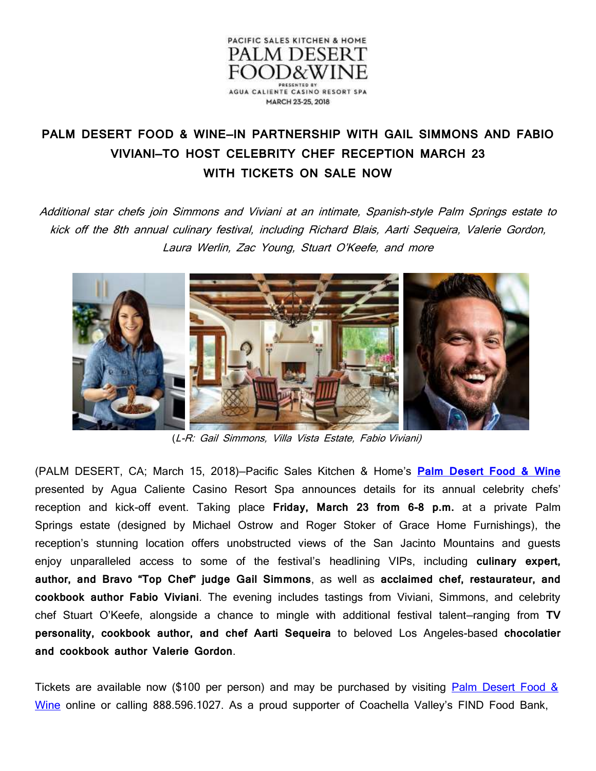PACIFIC SALES KITCHEN & HOME
PALM DESERT FOOD&WINE
PRESENTED BY
AGUA CALIENTE CASINO RESORT SPA
MARCH 23-25, 2018

# PALM DESERT FOOD & WINE–IN PARTNERSHIP WITH GAIL SIMMONS AND FABIO VIVIANI–TO HOST CELEBRITY CHEF RECEPTION MARCH 23 WITH TICKETS ON SALE NOW

*Additional star chefs join Simmons and Viviani at an intimate, Spanish-style Palm Springs estate to kick off the 8th annual culinary festival, including Richard Blais, Aarti Sequeira, Valerie Gordon, Laura Werlin, Zac Young, Stuart O'Keefe, and more*

(*L-R: Gail Simmons, Villa Vista Estate, Fabio Viviani)*

(PALM DESERT, CA; March 15, 2018)–Pacific Sales Kitchen & Home's **Palm Desert Food & Wine** presented by Agua Caliente Casino Resort Spa announces details for its annual celebrity chefs' reception and kick-off event. Taking place **Friday, March 23 from 6-8 p.m.** at a private Palm Springs estate (designed by Michael Ostrow and Roger Stoker of Grace Home Furnishings), the reception's stunning location offers unobstructed views of the San Jacinto Mountains and guests enjoy unparalleled access to some of the festival's headlining VIPs, including **culinary expert, author, and Bravo "Top Chef" judge Gail Simmons**, as well as **acclaimed chef, restaurateur, and cookbook author Fabio Viviani**. The evening includes tastings from Viviani, Simmons, and celebrity chef Stuart O'Keefe, alongside a chance to mingle with additional festival talent–ranging from **TV personality, cookbook author, and chef Aarti Sequeira** to beloved Los Angeles-based **chocolatier and cookbook author Valerie Gordon**.

Tickets are available now ($100 per person) and may be purchased by visiting Palm Desert Food & Wine online or calling 888.596.1027. As a proud supporter of Coachella Valley's FIND Food Bank,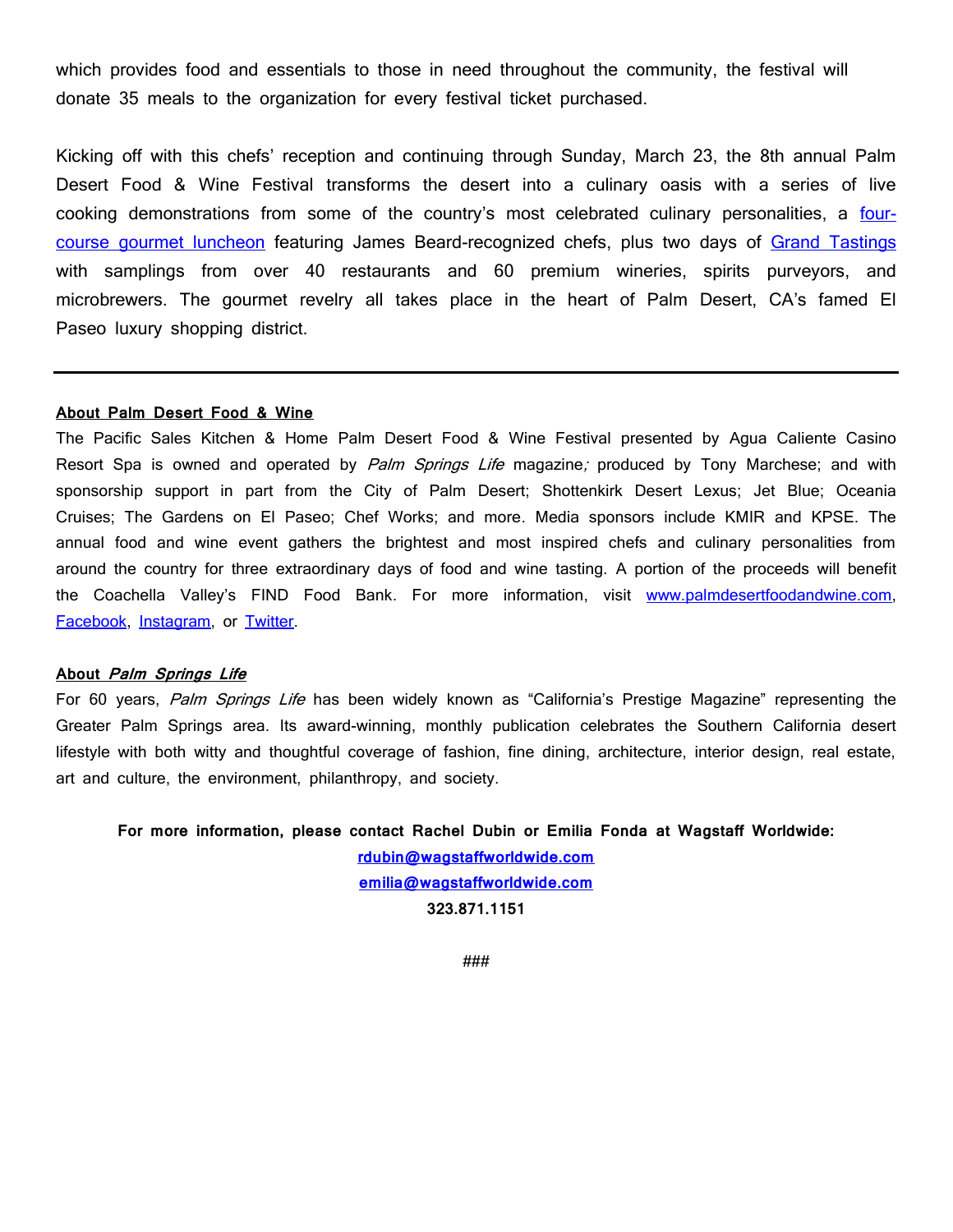which provides food and essentials to those in need throughout the community, the festival will donate 35 meals to the organization for every festival ticket purchased.

Kicking off with this chefs' reception and continuing through Sunday, March 23, the 8th annual Palm Desert Food & Wine Festival transforms the desert into a culinary oasis with a series of live cooking demonstrations from some of the country's most celebrated culinary personalities, a four-course gourmet luncheon featuring James Beard-recognized chefs, plus two days of Grand Tastings with samplings from over 40 restaurants and 60 premium wineries, spirits purveyors, and microbrewers. The gourmet revelry all takes place in the heart of Palm Desert, CA's famed El Paseo luxury shopping district.

---

**About Palm Desert Food & Wine**

The Pacific Sales Kitchen & Home Palm Desert Food & Wine Festival presented by Agua Caliente Casino Resort Spa is owned and operated by *Palm Springs Life* magazine; produced by Tony Marchese; and with sponsorship support in part from the City of Palm Desert; Shottenkirk Desert Lexus; Jet Blue; Oceania Cruises; The Gardens on El Paseo; Chef Works; and more. Media sponsors include KMIR and KPSE. The annual food and wine event gathers the brightest and most inspired chefs and culinary personalities from around the country for three extraordinary days of food and wine tasting. A portion of the proceeds will benefit the Coachella Valley's FIND Food Bank. For more information, visit www.palmdesertfoodandwine.com, Facebook, Instagram, or Twitter.

**About *Palm Springs Life***

For 60 years, *Palm Springs Life* has been widely known as "California's Prestige Magazine" representing the Greater Palm Springs area. Its award-winning, monthly publication celebrates the Southern California desert lifestyle with both witty and thoughtful coverage of fashion, fine dining, architecture, interior design, real estate, art and culture, the environment, philanthropy, and society.

**For more information, please contact Rachel Dubin or Emilia Fonda at Wagstaff Worldwide:**

**rdubin@wagstaffworldwide.com**

**emilia@wagstaffworldwide.com**

**323.871.1151**

###